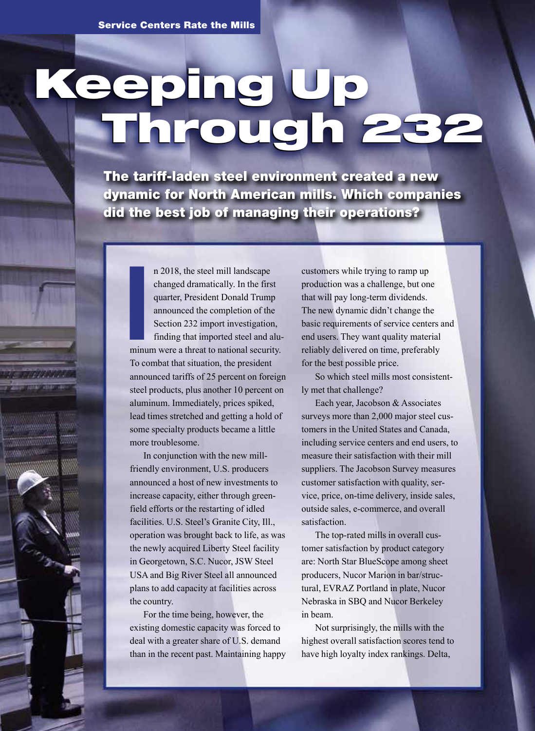Service Centers Rate the Mills

# Keeping Up Through 232

## The tariff-laden steel environment created a new dynamic for North American mills. Which companies did the best job of managing their operations?

In 2018, the steel mill landscape changed dramatically. In the first quarter, President Donald Trump announced the completion of the Section 232 import investigation, finding that imported steel and aluminum were a threat to national security. To combat that situation, the president announced tariffs of 25 percent on foreign steel products, plus another 10 percent on aluminum. Immediately, prices spiked, lead times stretched and getting a hold of some specialty products became a little more troublesome.

In conjunction with the new mill-friendly environment, U.S. producers announced a host of new investments to increase capacity, either through greenfield efforts or the restarting of idled facilities. U.S. Steel's Granite City, Ill., operation was brought back to life, as was the newly acquired Liberty Steel facility in Georgetown, S.C. Nucor, JSW Steel USA and Big River Steel all announced plans to add capacity at facilities across the country.

For the time being, however, the existing domestic capacity was forced to deal with a greater share of U.S. demand than in the recent past. Maintaining happy customers while trying to ramp up production was a challenge, but one that will pay long-term dividends. The new dynamic didn't change the basic requirements of service centers and end users. They want quality material reliably delivered on time, preferably for the best possible price.

So which steel mills most consistently met that challenge?

Each year, Jacobson & Associates surveys more than 2,000 major steel customers in the United States and Canada, including service centers and end users, to measure their satisfaction with their mill suppliers. The Jacobson Survey measures customer satisfaction with quality, service, price, on-time delivery, inside sales, outside sales, e-commerce, and overall satisfaction.

The top-rated mills in overall customer satisfaction by product category are: North Star BlueScope among sheet producers, Nucor Marion in bar/structural, EVRAZ Portland in plate, Nucor Nebraska in SBQ and Nucor Berkeley in beam.

Not surprisingly, the mills with the highest overall satisfaction scores tend to have high loyalty index rankings. Delta,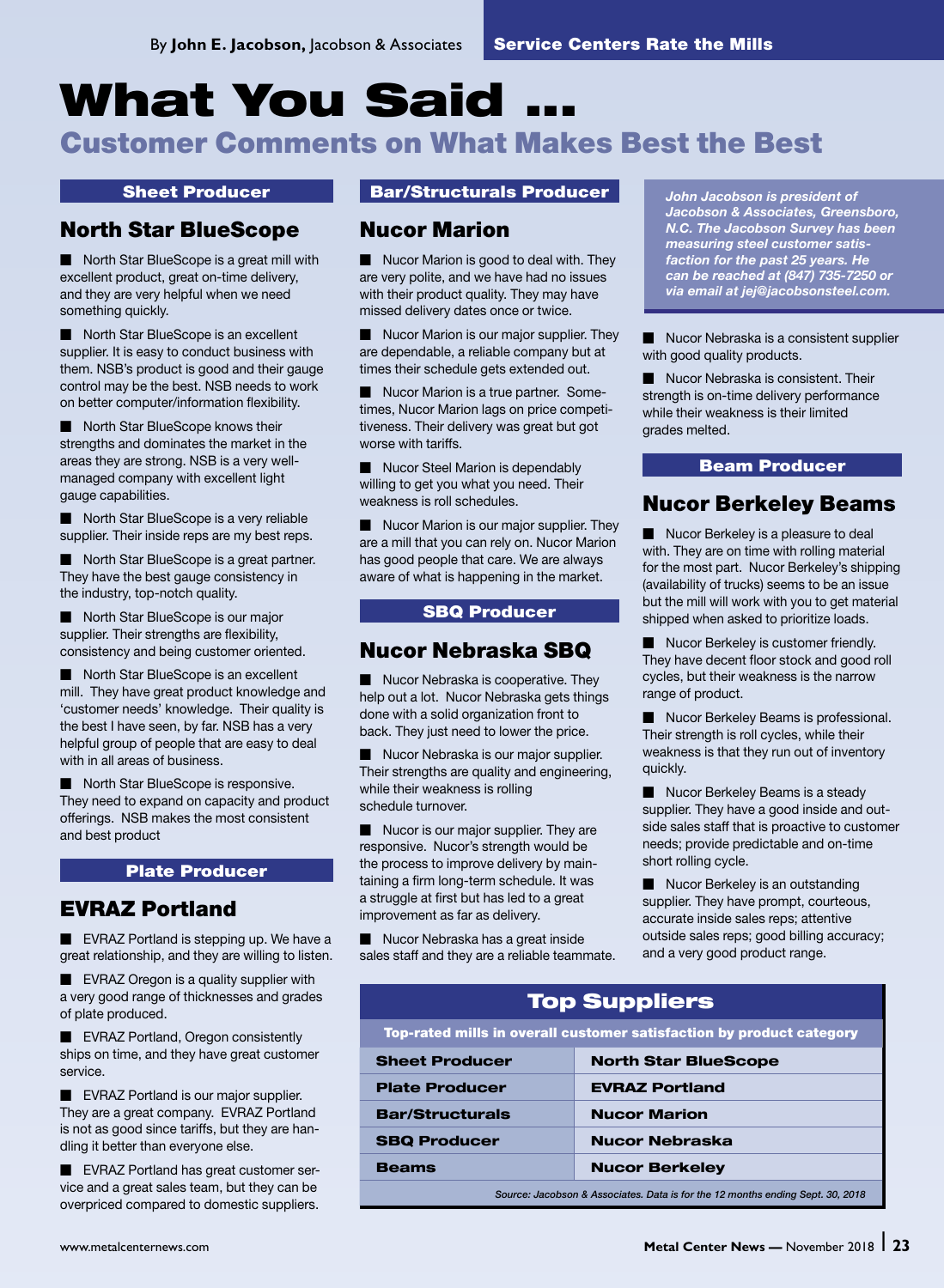By **John E. Jacobson,** Jacobson & Associates

**Service Centers Rate the Mills**

# What You Said ...

## Customer Comments on What Makes Best the Best

*John Jacobson is president of Jacobson & Associates, Greensboro, N.C. The Jacobson Survey has been measuring steel customer satisfaction for the past 25 years. He can be reached at (847) 735-7250 or via email at jej@jacobsonsteel.com.*

**Sheet Producer**

### North Star BlueScope

- North Star BlueScope is a great mill with excellent product, great on-time delivery, and they are very helpful when we need something quickly.
- North Star BlueScope is an excellent supplier. It is easy to conduct business with them. NSB's product is good and their gauge control may be the best. NSB needs to work on better computer/information flexibility.
- North Star BlueScope knows their strengths and dominates the market in the areas they are strong. NSB is a very well-managed company with excellent light gauge capabilities.
- North Star BlueScope is a very reliable supplier. Their inside reps are my best reps.
- North Star BlueScope is a great partner. They have the best gauge consistency in the industry, top-notch quality.
- North Star BlueScope is our major supplier. Their strengths are flexibility, consistency and being customer oriented.
- North Star BlueScope is an excellent mill. They have great product knowledge and 'customer needs' knowledge. Their quality is the best I have seen, by far. NSB has a very helpful group of people that are easy to deal with in all areas of business.
- North Star BlueScope is responsive. They need to expand on capacity and product offerings. NSB makes the most consistent and best product

**Plate Producer**

### EVRAZ Portland

- EVRAZ Portland is stepping up. We have a great relationship, and they are willing to listen.
- EVRAZ Oregon is a quality supplier with a very good range of thicknesses and grades of plate produced.
- EVRAZ Portland, Oregon consistently ships on time, and they have great customer service.
- EVRAZ Portland is our major supplier. They are a great company. EVRAZ Portland is not as good since tariffs, but they are handling it better than everyone else.
- EVRAZ Portland has great customer service and a great sales team, but they can be overpriced compared to domestic suppliers.

**Bar/Structurals Producer**

### Nucor Marion

- Nucor Marion is good to deal with. They are very polite, and we have had no issues with their product quality. They may have missed delivery dates once or twice.
- Nucor Marion is our major supplier. They are dependable, a reliable company but at times their schedule gets extended out.
- Nucor Marion is a true partner. Sometimes, Nucor Marion lags on price competitiveness. Their delivery was great but got worse with tariffs.
- Nucor Steel Marion is dependably willing to get you what you need. Their weakness is roll schedules.
- Nucor Marion is our major supplier. They are a mill that you can rely on. Nucor Marion has good people that care. We are always aware of what is happening in the market.

**SBQ Producer**

### Nucor Nebraska SBQ

- Nucor Nebraska is cooperative. They help out a lot. Nucor Nebraska gets things done with a solid organization front to back. They just need to lower the price.
- Nucor Nebraska is our major supplier. Their strengths are quality and engineering, while their weakness is rolling schedule turnover.
- Nucor is our major supplier. They are responsive. Nucor's strength would be the process to improve delivery by maintaining a firm long-term schedule. It was a struggle at first but has led to a great improvement as far as delivery.
- Nucor Nebraska has a great inside sales staff and they are a reliable teammate.
- Nucor Nebraska is a consistent supplier with good quality products.
- Nucor Nebraska is consistent. Their strength is on-time delivery performance while their weakness is their limited grades melted.

**Beam Producer**

### Nucor Berkeley Beams

- Nucor Berkeley is a pleasure to deal with. They are on time with rolling material for the most part. Nucor Berkeley's shipping (availability of trucks) seems to be an issue but the mill will work with you to get material shipped when asked to prioritize loads.
- Nucor Berkeley is customer friendly. They have decent floor stock and good roll cycles, but their weakness is the narrow range of product.
- Nucor Berkeley Beams is professional. Their strength is roll cycles, while their weakness is that they run out of inventory quickly.
- Nucor Berkeley Beams is a steady supplier. They have a good inside and outside sales staff that is proactive to customer needs; provide predictable and on-time short rolling cycle.
- Nucor Berkeley is an outstanding supplier. They have prompt, courteous, accurate inside sales reps; attentive outside sales reps; good billing accuracy; and a very good product range.

**Top Suppliers**

Top-rated mills in overall customer satisfaction by product category

| Product Category | Mill |
|---|---|
| Sheet Producer | North Star BlueScope |
| Plate Producer | EVRAZ Portland |
| Bar/Structurals | Nucor Marion |
| SBQ Producer | Nucor Nebraska |
| Beams | Nucor Berkeley |

*Source: Jacobson & Associates. Data is for the 12 months ending Sept. 30, 2018*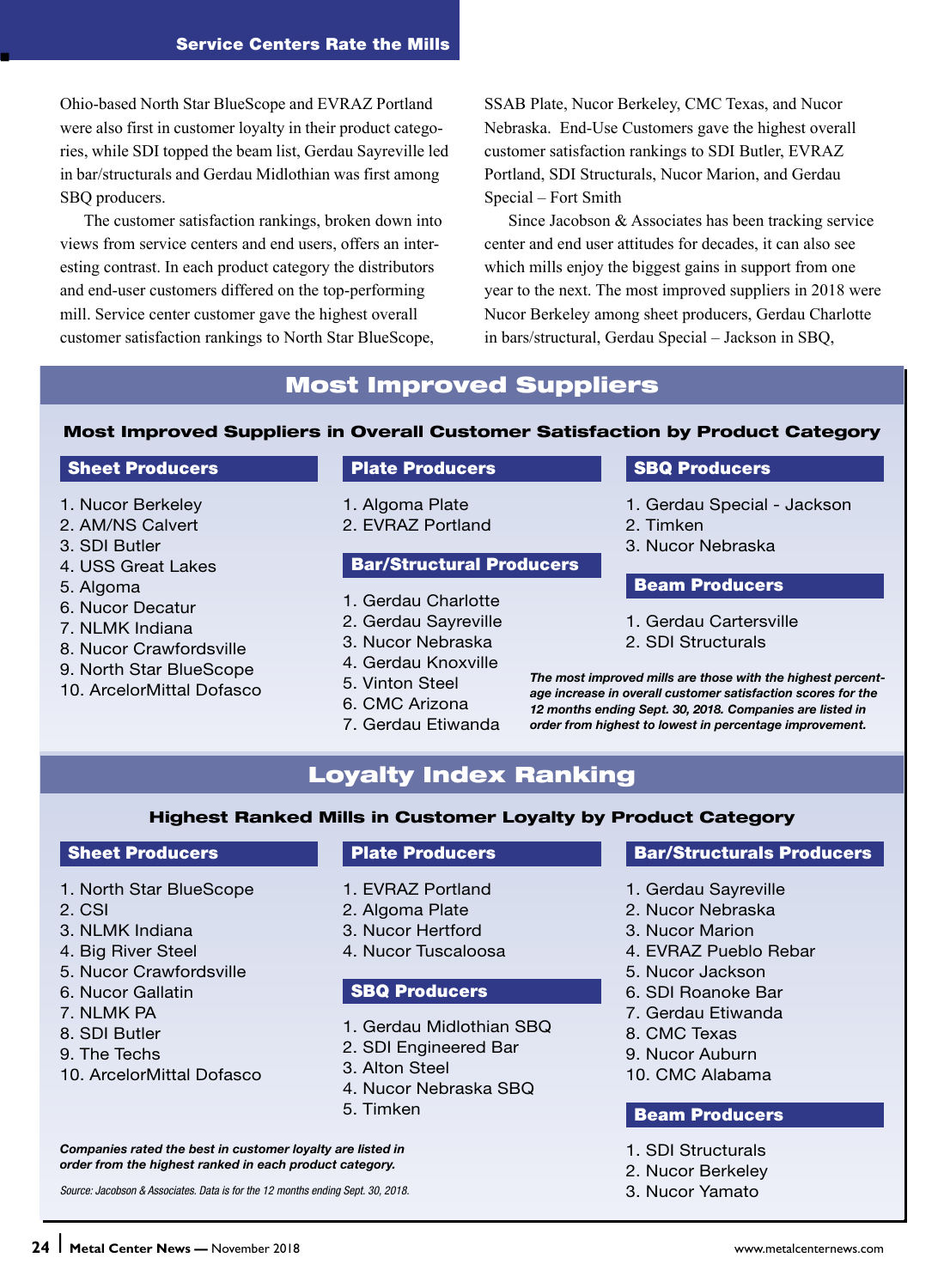Ohio-based North Star BlueScope and EVRAZ Portland were also first in customer loyalty in their product categories, while SDI topped the beam list, Gerdau Sayreville led in bar/structurals and Gerdau Midlothian was first among SBQ producers.

The customer satisfaction rankings, broken down into views from service centers and end users, offers an interesting contrast. In each product category the distributors and end-user customers differed on the top-performing mill. Service center customer gave the highest overall customer satisfaction rankings to North Star BlueScope, SSAB Plate, Nucor Berkeley, CMC Texas, and Nucor Nebraska. End-Use Customers gave the highest overall customer satisfaction rankings to SDI Butler, EVRAZ Portland, SDI Structurals, Nucor Marion, and Gerdau Special – Fort Smith

Since Jacobson & Associates has been tracking service center and end user attitudes for decades, it can also see which mills enjoy the biggest gains in support from one year to the next. The most improved suppliers in 2018 were Nucor Berkeley among sheet producers, Gerdau Charlotte in bars/structural, Gerdau Special – Jackson in SBQ,

## Most Improved Suppliers

### Most Improved Suppliers in Overall Customer Satisfaction by Product Category

**Sheet Producers**

1. Nucor Berkeley
2. AM/NS Calvert
3. SDI Butler
4. USS Great Lakes
5. Algoma
6. Nucor Decatur
7. NLMK Indiana
8. Nucor Crawfordsville
9. North Star BlueScope
10. ArcelorMittal Dofasco

**Plate Producers**

1. Algoma Plate
2. EVRAZ Portland

**Bar/Structural Producers**

1. Gerdau Charlotte
2. Gerdau Sayreville
3. Nucor Nebraska
4. Gerdau Knoxville
5. Vinton Steel
6. CMC Arizona
7. Gerdau Etiwanda

**SBQ Producers**

1. Gerdau Special - Jackson
2. Timken
3. Nucor Nebraska

**Beam Producers**

1. Gerdau Cartersville
2. SDI Structurals

***The most improved mills are those with the highest percentage increase in overall customer satisfaction scores for the 12 months ending Sept. 30, 2018. Companies are listed in order from highest to lowest in percentage improvement.***

## Loyalty Index Ranking

### Highest Ranked Mills in Customer Loyalty by Product Category

**Sheet Producers**

1. North Star BlueScope
2. CSI
3. NLMK Indiana
4. Big River Steel
5. Nucor Crawfordsville
6. Nucor Gallatin
7. NLMK PA
8. SDI Butler
9. The Techs
10. ArcelorMittal Dofasco

**Plate Producers**

1. EVRAZ Portland
2. Algoma Plate
3. Nucor Hertford
4. Nucor Tuscaloosa

**SBQ Producers**

1. Gerdau Midlothian SBQ
2. SDI Engineered Bar
3. Alton Steel
4. Nucor Nebraska SBQ
5. Timken

**Bar/Structurals Producers**

1. Gerdau Sayreville
2. Nucor Nebraska
3. Nucor Marion
4. EVRAZ Pueblo Rebar
5. Nucor Jackson
6. SDI Roanoke Bar
7. Gerdau Etiwanda
8. CMC Texas
9. Nucor Auburn
10. CMC Alabama

**Beam Producers**

1. SDI Structurals
2. Nucor Berkeley
3. Nucor Yamato

***Companies rated the best in customer loyalty are listed in order from the highest ranked in each product category.***

*Source: Jacobson & Associates. Data is for the 12 months ending Sept. 30, 2018.*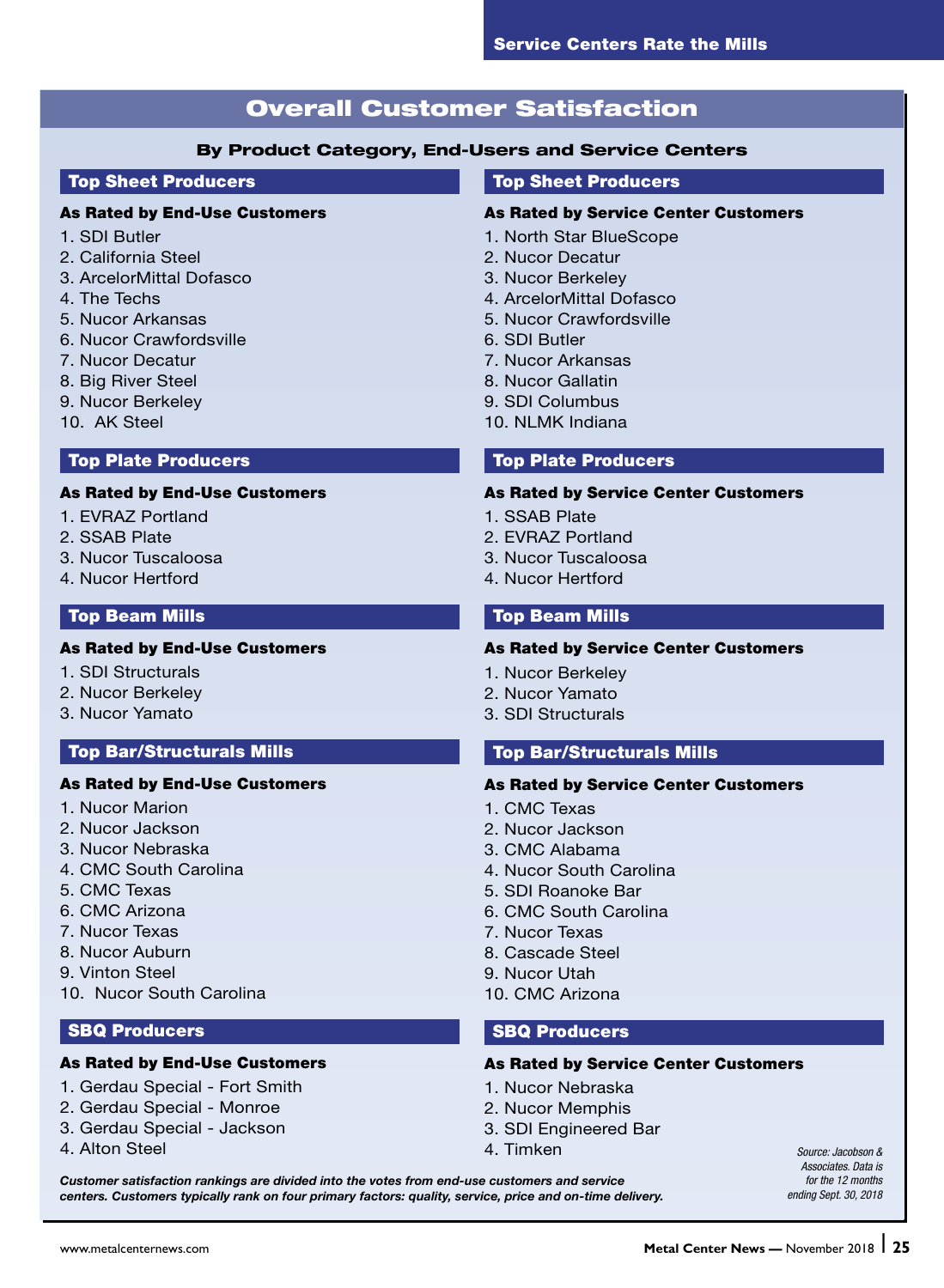# Overall Customer Satisfaction

## By Product Category, End-Users and Service Centers

### Top Sheet Producers

**As Rated by End-Use Customers**

1. SDI Butler
2. California Steel
3. ArcelorMittal Dofasco
4. The Techs
5. Nucor Arkansas
6. Nucor Crawfordsville
7. Nucor Decatur
8. Big River Steel
9. Nucor Berkeley
10. AK Steel

### Top Sheet Producers

**As Rated by Service Center Customers**

1. North Star BlueScope
2. Nucor Decatur
3. Nucor Berkeley
4. ArcelorMittal Dofasco
5. Nucor Crawfordsville
6. SDI Butler
7. Nucor Arkansas
8. Nucor Gallatin
9. SDI Columbus
10. NLMK Indiana

### Top Plate Producers

**As Rated by End-Use Customers**

1. EVRAZ Portland
2. SSAB Plate
3. Nucor Tuscaloosa
4. Nucor Hertford

### Top Plate Producers

**As Rated by Service Center Customers**

1. SSAB Plate
2. EVRAZ Portland
3. Nucor Tuscaloosa
4. Nucor Hertford

### Top Beam Mills

**As Rated by End-Use Customers**

1. SDI Structurals
2. Nucor Berkeley
3. Nucor Yamato

### Top Beam Mills

**As Rated by Service Center Customers**

1. Nucor Berkeley
2. Nucor Yamato
3. SDI Structurals

### Top Bar/Structurals Mills

**As Rated by End-Use Customers**

1. Nucor Marion
2. Nucor Jackson
3. Nucor Nebraska
4. CMC South Carolina
5. CMC Texas
6. CMC Arizona
7. Nucor Texas
8. Nucor Auburn
9. Vinton Steel
10. Nucor South Carolina

### Top Bar/Structurals Mills

**As Rated by Service Center Customers**

1. CMC Texas
2. Nucor Jackson
3. CMC Alabama
4. Nucor South Carolina
5. SDI Roanoke Bar
6. CMC South Carolina
7. Nucor Texas
8. Cascade Steel
9. Nucor Utah
10. CMC Arizona

### SBQ Producers

**As Rated by End-Use Customers**

1. Gerdau Special - Fort Smith
2. Gerdau Special - Monroe
3. Gerdau Special - Jackson
4. Alton Steel

### SBQ Producers

**As Rated by Service Center Customers**

1. Nucor Nebraska
2. Nucor Memphis
3. SDI Engineered Bar
4. Timken

*Source: Jacobson & Associates. Data is for the 12 months ending Sept. 30, 2018*

***Customer satisfaction rankings are divided into the votes from end-use customers and service centers. Customers typically rank on four primary factors: quality, service, price and on-time delivery.***